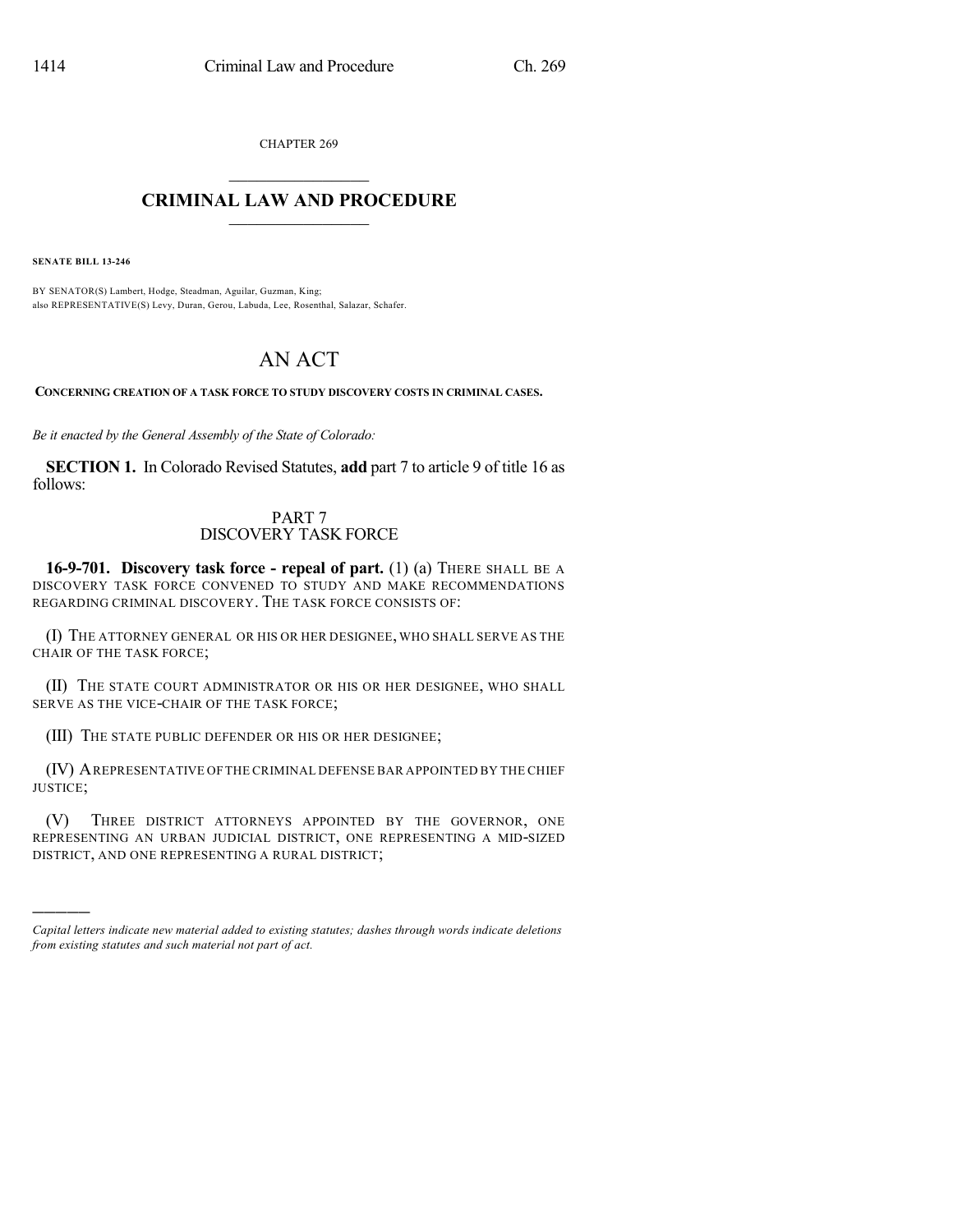CHAPTER 269

# CRIMINAL LAW AND PROCEDURE

**SENATE BILL 13-246**

BY SENATOR(S) Lambert, Hodge, Steadman, Aguilar, Guzman, King;
also REPRESENTATIVE(S) Levy, Duran, Gerou, Labuda, Lee, Rosenthal, Salazar, Schafer.

# AN ACT

**CONCERNING CREATION OF A TASK FORCE TO STUDY DISCOVERY COSTS IN CRIMINAL CASES.**

*Be it enacted by the General Assembly of the State of Colorado:*

**SECTION 1.** In Colorado Revised Statutes, **add** part 7 to article 9 of title 16 as follows:

PART 7
DISCOVERY TASK FORCE

**16-9-701. Discovery task force - repeal of part.** (1) (a) THERE SHALL BE A DISCOVERY TASK FORCE CONVENED TO STUDY AND MAKE RECOMMENDATIONS REGARDING CRIMINAL DISCOVERY. THE TASK FORCE CONSISTS OF:

(I) THE ATTORNEY GENERAL OR HIS OR HER DESIGNEE, WHO SHALL SERVE AS THE CHAIR OF THE TASK FORCE;

(II) THE STATE COURT ADMINISTRATOR OR HIS OR HER DESIGNEE, WHO SHALL SERVE AS THE VICE-CHAIR OF THE TASK FORCE;

(III) THE STATE PUBLIC DEFENDER OR HIS OR HER DESIGNEE;

(IV) A REPRESENTATIVE OF THE CRIMINAL DEFENSE BAR APPOINTED BY THE CHIEF JUSTICE;

(V) THREE DISTRICT ATTORNEYS APPOINTED BY THE GOVERNOR, ONE REPRESENTING AN URBAN JUDICIAL DISTRICT, ONE REPRESENTING A MID-SIZED DISTRICT, AND ONE REPRESENTING A RURAL DISTRICT;

---

*Capital letters indicate new material added to existing statutes; dashes through words indicate deletions from existing statutes and such material not part of act.*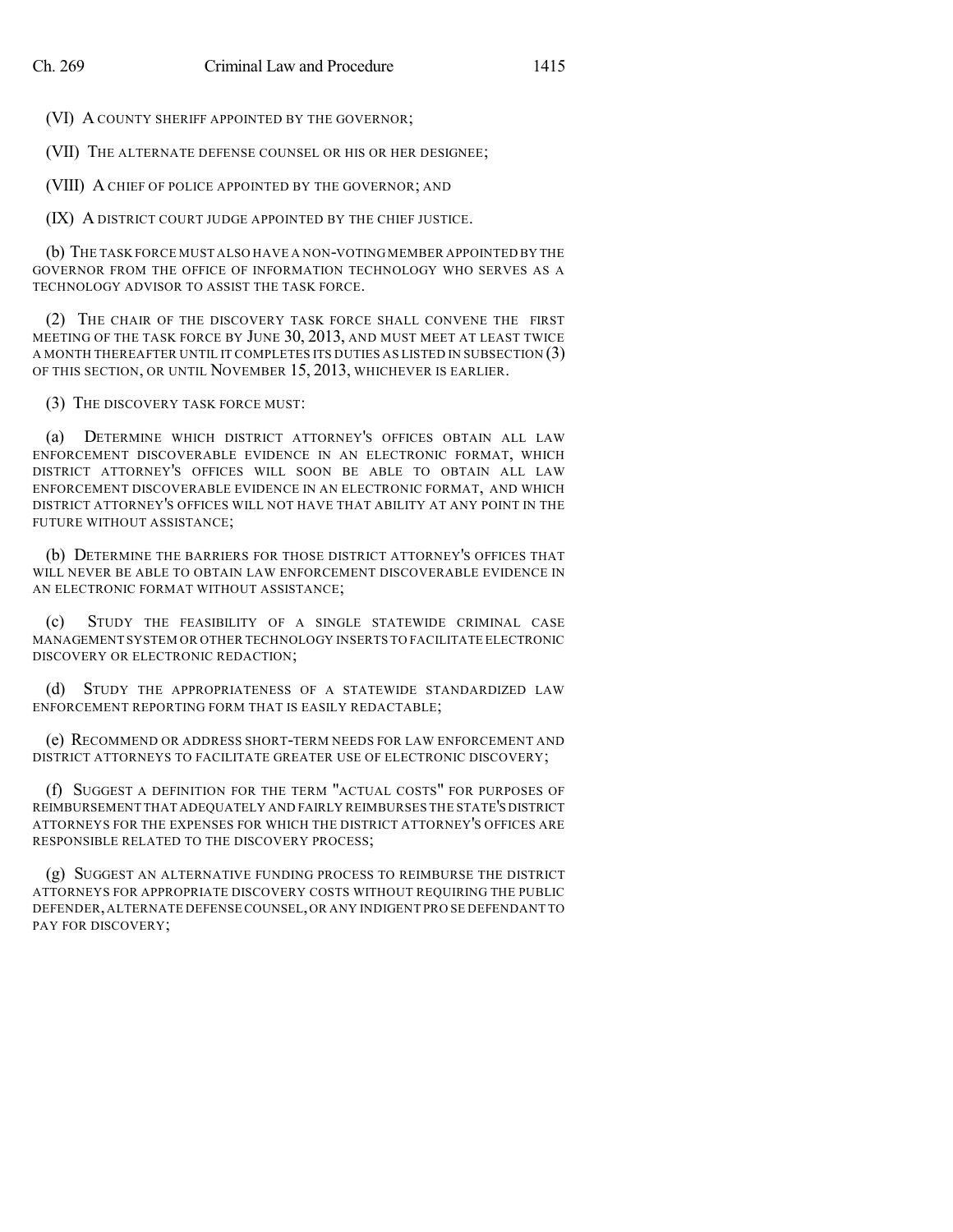(VI) A COUNTY SHERIFF APPOINTED BY THE GOVERNOR;

(VII) THE ALTERNATE DEFENSE COUNSEL OR HIS OR HER DESIGNEE;

(VIII) A CHIEF OF POLICE APPOINTED BY THE GOVERNOR; AND

(IX) A DISTRICT COURT JUDGE APPOINTED BY THE CHIEF JUSTICE.

(b) THE TASK FORCE MUST ALSO HAVE A NON-VOTING MEMBER APPOINTED BY THE GOVERNOR FROM THE OFFICE OF INFORMATION TECHNOLOGY WHO SERVES AS A TECHNOLOGY ADVISOR TO ASSIST THE TASK FORCE.

(2) THE CHAIR OF THE DISCOVERY TASK FORCE SHALL CONVENE THE FIRST MEETING OF THE TASK FORCE BY JUNE 30, 2013, AND MUST MEET AT LEAST TWICE A MONTH THEREAFTER UNTIL IT COMPLETES ITS DUTIES AS LISTED IN SUBSECTION (3) OF THIS SECTION, OR UNTIL NOVEMBER 15, 2013, WHICHEVER IS EARLIER.

(3) THE DISCOVERY TASK FORCE MUST:

(a) DETERMINE WHICH DISTRICT ATTORNEY'S OFFICES OBTAIN ALL LAW ENFORCEMENT DISCOVERABLE EVIDENCE IN AN ELECTRONIC FORMAT, WHICH DISTRICT ATTORNEY'S OFFICES WILL SOON BE ABLE TO OBTAIN ALL LAW ENFORCEMENT DISCOVERABLE EVIDENCE IN AN ELECTRONIC FORMAT, AND WHICH DISTRICT ATTORNEY'S OFFICES WILL NOT HAVE THAT ABILITY AT ANY POINT IN THE FUTURE WITHOUT ASSISTANCE;

(b) DETERMINE THE BARRIERS FOR THOSE DISTRICT ATTORNEY'S OFFICES THAT WILL NEVER BE ABLE TO OBTAIN LAW ENFORCEMENT DISCOVERABLE EVIDENCE IN AN ELECTRONIC FORMAT WITHOUT ASSISTANCE;

(c) STUDY THE FEASIBILITY OF A SINGLE STATEWIDE CRIMINAL CASE MANAGEMENT SYSTEM OR OTHER TECHNOLOGY INSERTS TO FACILITATE ELECTRONIC DISCOVERY OR ELECTRONIC REDACTION;

(d) STUDY THE APPROPRIATENESS OF A STATEWIDE STANDARDIZED LAW ENFORCEMENT REPORTING FORM THAT IS EASILY REDACTABLE;

(e) RECOMMEND OR ADDRESS SHORT-TERM NEEDS FOR LAW ENFORCEMENT AND DISTRICT ATTORNEYS TO FACILITATE GREATER USE OF ELECTRONIC DISCOVERY;

(f) SUGGEST A DEFINITION FOR THE TERM "ACTUAL COSTS" FOR PURPOSES OF REIMBURSEMENT THAT ADEQUATELY AND FAIRLY REIMBURSES THE STATE'S DISTRICT ATTORNEYS FOR THE EXPENSES FOR WHICH THE DISTRICT ATTORNEY'S OFFICES ARE RESPONSIBLE RELATED TO THE DISCOVERY PROCESS;

(g) SUGGEST AN ALTERNATIVE FUNDING PROCESS TO REIMBURSE THE DISTRICT ATTORNEYS FOR APPROPRIATE DISCOVERY COSTS WITHOUT REQUIRING THE PUBLIC DEFENDER, ALTERNATE DEFENSE COUNSEL, OR ANY INDIGENT PRO SE DEFENDANT TO PAY FOR DISCOVERY;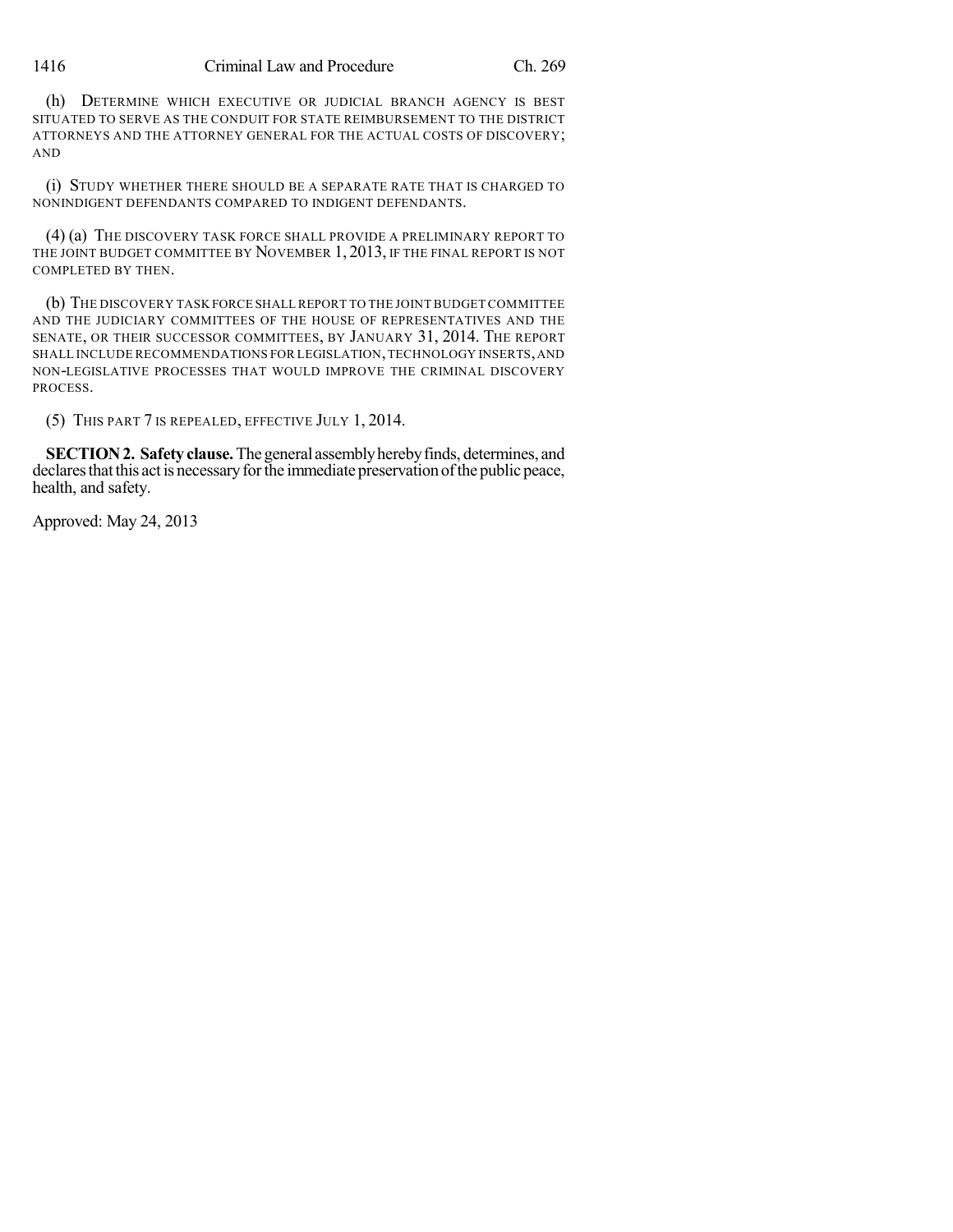(h) DETERMINE WHICH EXECUTIVE OR JUDICIAL BRANCH AGENCY IS BEST SITUATED TO SERVE AS THE CONDUIT FOR STATE REIMBURSEMENT TO THE DISTRICT ATTORNEYS AND THE ATTORNEY GENERAL FOR THE ACTUAL COSTS OF DISCOVERY; AND

(i) STUDY WHETHER THERE SHOULD BE A SEPARATE RATE THAT IS CHARGED TO NONINDIGENT DEFENDANTS COMPARED TO INDIGENT DEFENDANTS.

(4) (a) THE DISCOVERY TASK FORCE SHALL PROVIDE A PRELIMINARY REPORT TO THE JOINT BUDGET COMMITTEE BY NOVEMBER 1, 2013, IF THE FINAL REPORT IS NOT COMPLETED BY THEN.

(b) THE DISCOVERY TASK FORCE SHALL REPORT TO THE JOINT BUDGET COMMITTEE AND THE JUDICIARY COMMITTEES OF THE HOUSE OF REPRESENTATIVES AND THE SENATE, OR THEIR SUCCESSOR COMMITTEES, BY JANUARY 31, 2014. THE REPORT SHALL INCLUDE RECOMMENDATIONS FOR LEGISLATION, TECHNOLOGY INSERTS, AND NON-LEGISLATIVE PROCESSES THAT WOULD IMPROVE THE CRIMINAL DISCOVERY PROCESS.

(5) THIS PART 7 IS REPEALED, EFFECTIVE JULY 1, 2014.

**SECTION 2. Safety clause.** The general assembly hereby finds, determines, and declares that this act is necessary for the immediate preservation of the public peace, health, and safety.

Approved: May 24, 2013